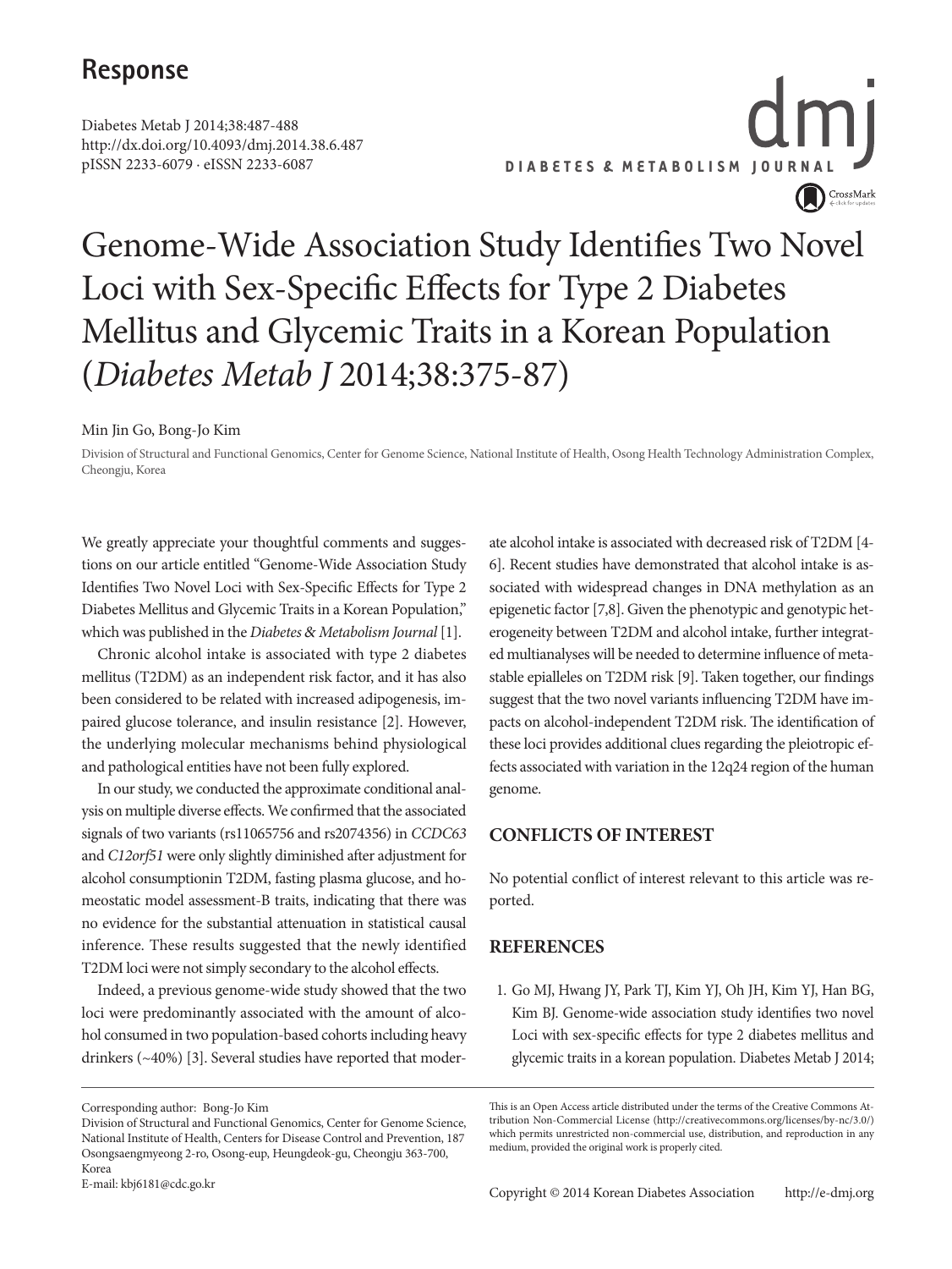## Response

Genome-Wide Association Study Identifies Two Novel Loci with Sex-Specific Effects for Type 2 Diabetes Mellitus and Glycemic Traits in a Korean Population (*Diabetes Metab J* 2014;38:375-87)

# Genome-Wide Association Study Identifies Two Novel Loci with Sex-Specific Effects for Type 2 Diabetes Mellitus and Glycemic Traits in a Korean Population (*Diabetes Metab J* 2014;38:375-87)

Min Jin Go, Bong-Jo Kim

Division of Structural and Functional Genomics, Center for Genome Science, National Institute of Health, Osong Health Technology Administration Complex, Cheongju, Korea

We greatly appreciate your thoughtful comments and suggestions on our article entitled "Genome-Wide Association Study Identifies Two Novel Loci with Sex-Specific Effects for Type 2 Diabetes Mellitus and Glycemic Traits in a Korean Population," which was published in the *Diabetes & Metabolism Journal* [1].

Chronic alcohol intake is associated with type 2 diabetes mellitus (T2DM) as an independent risk factor, and it has also been considered to be related with increased adipogenesis, impaired glucose tolerance, and insulin resistance [2]. However, the underlying molecular mechanisms behind physiological and pathological entities have not been fully explored.

In our study, we conducted the approximate conditional analysis on multiple diverse effects. We confirmed that the associated signals of two variants (rs11065756 and rs2074356) in *CCDC63* and *C12orf51* were only slightly diminished after adjustment for alcohol consumptionin T2DM, fasting plasma glucose, and homeostatic model assessment-B traits, indicating that there was no evidence for the substantial attenuation in statistical causal inference. These results suggested that the newly identified T2DM loci were not simply secondary to the alcohol effects.

Indeed, a previous genome-wide study showed that the two loci were predominantly associated with the amount of alcohol consumed in two population-based cohorts including heavy drinkers (~40%) [3]. Several studies have reported that moderate alcohol intake is associated with decreased risk of T2DM [4-6]. Recent studies have demonstrated that alcohol intake is associated with widespread changes in DNA methylation as an epigenetic factor [7,8]. Given the phenotypic and genotypic heterogeneity between T2DM and alcohol intake, further integrated multianalyses will be needed to determine influence of metastable epialleles on T2DM risk [9]. Taken together, our findings suggest that the two novel variants influencing T2DM have impacts on alcohol-independent T2DM risk. The identification of these loci provides additional clues regarding the pleiotropic effects associated with variation in the 12q24 region of the human genome.

## CONFLICTS OF INTEREST

No potential conflict of interest relevant to this article was reported.

## REFERENCES

1. Go MJ, Hwang JY, Park TJ, Kim YJ, Oh JH, Kim YJ, Han BG, Kim BJ. Genome-wide association study identifies two novel Loci with sex-specific effects for type 2 diabetes mellitus and glycemic traits in a korean population. Diabetes Metab J 2014;

Corresponding author: Bong-Jo Kim
Division of Structural and Functional Genomics, Center for Genome Science, National Institute of Health, Centers for Disease Control and Prevention, 187 Osongsaengmyeong 2-ro, Osong-eup, Heungdeok-gu, Cheongju 363-700, Korea
E-mail: kbj6181@cdc.go.kr

This is an Open Access article distributed under the terms of the Creative Commons Attribution Non-Commercial License (http://creativecommons.org/licenses/by-nc/3.0/) which permits unrestricted non-commercial use, distribution, and reproduction in any medium, provided the original work is properly cited.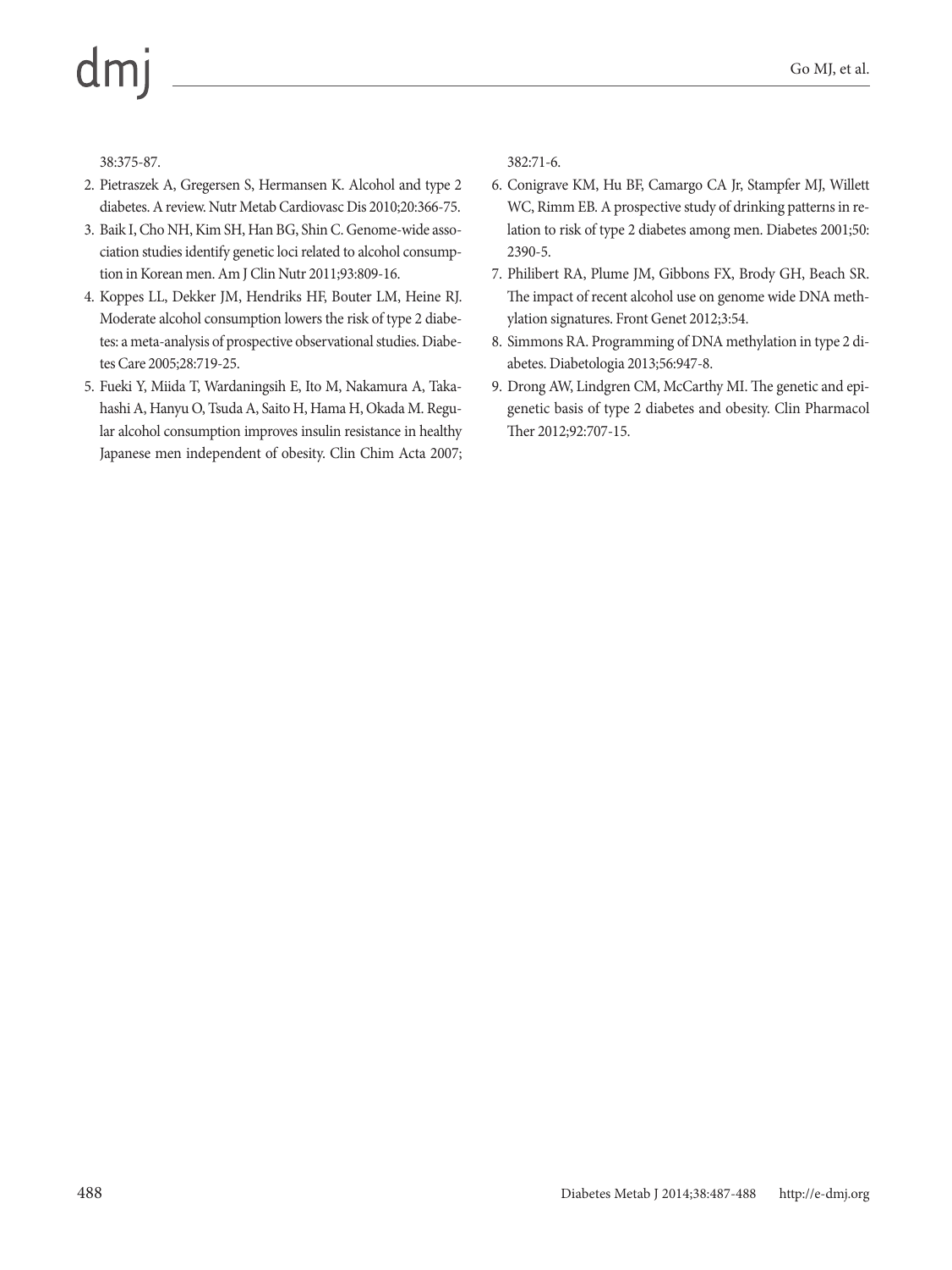38:375-87.

2. Pietraszek A, Gregersen S, Hermansen K. Alcohol and type 2 diabetes. A review. Nutr Metab Cardiovasc Dis 2010;20:366-75.
3. Baik I, Cho NH, Kim SH, Han BG, Shin C. Genome-wide association studies identify genetic loci related to alcohol consumption in Korean men. Am J Clin Nutr 2011;93:809-16.
4. Koppes LL, Dekker JM, Hendriks HF, Bouter LM, Heine RJ. Moderate alcohol consumption lowers the risk of type 2 diabetes: a meta-analysis of prospective observational studies. Diabetes Care 2005;28:719-25.
5. Fueki Y, Miida T, Wardaningsih E, Ito M, Nakamura A, Takahashi A, Hanyu O, Tsuda A, Saito H, Hama H, Okada M. Regular alcohol consumption improves insulin resistance in healthy Japanese men independent of obesity. Clin Chim Acta 2007;382:71-6.
6. Conigrave KM, Hu BF, Camargo CA Jr, Stampfer MJ, Willett WC, Rimm EB. A prospective study of drinking patterns in relation to risk of type 2 diabetes among men. Diabetes 2001;50:2390-5.
7. Philibert RA, Plume JM, Gibbons FX, Brody GH, Beach SR. The impact of recent alcohol use on genome wide DNA methylation signatures. Front Genet 2012;3:54.
8. Simmons RA. Programming of DNA methylation in type 2 diabetes. Diabetologia 2013;56:947-8.
9. Drong AW, Lindgren CM, McCarthy MI. The genetic and epigenetic basis of type 2 diabetes and obesity. Clin Pharmacol Ther 2012;92:707-15.